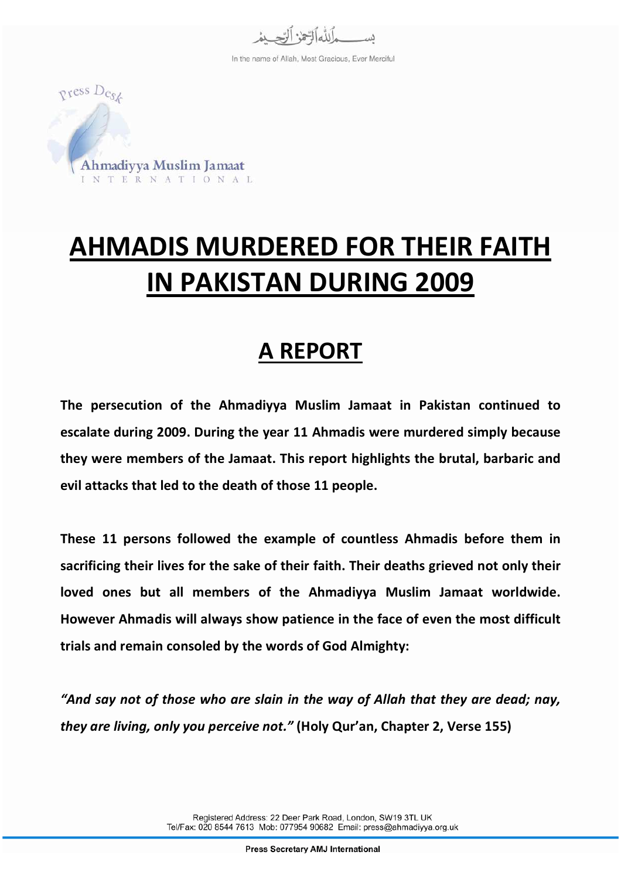بســـــمِ اللهِ الرَّحمٰنِ الرَّحيمِ

In the name of Allah, Most Gracious, Ever Merciful

Press Desk

Ahmadiyya Muslim Jamaat
INTERNATIONAL

# AHMADIS MURDERED FOR THEIR FAITH IN PAKISTAN DURING 2009

## A REPORT

**The persecution of the Ahmadiyya Muslim Jamaat in Pakistan continued to escalate during 2009. During the year 11 Ahmadis were murdered simply because they were members of the Jamaat. This report highlights the brutal, barbaric and evil attacks that led to the death of those 11 people.**

**These 11 persons followed the example of countless Ahmadis before them in sacrificing their lives for the sake of their faith. Their deaths grieved not only their loved ones but all members of the Ahmadiyya Muslim Jamaat worldwide. However Ahmadis will always show patience in the face of even the most difficult trials and remain consoled by the words of God Almighty:**

***"And say not of those who are slain in the way of Allah that they are dead; nay, they are living, only you perceive not."* (Holy Qur'an, Chapter 2, Verse 155)**

Registered Address: 22 Deer Park Road, London, SW19 3TL UK
Tel/Fax: 020 8544 7613 Mob: 077954 90682 Email: press@ahmadiyya.org.uk

**Press Secretary AMJ International**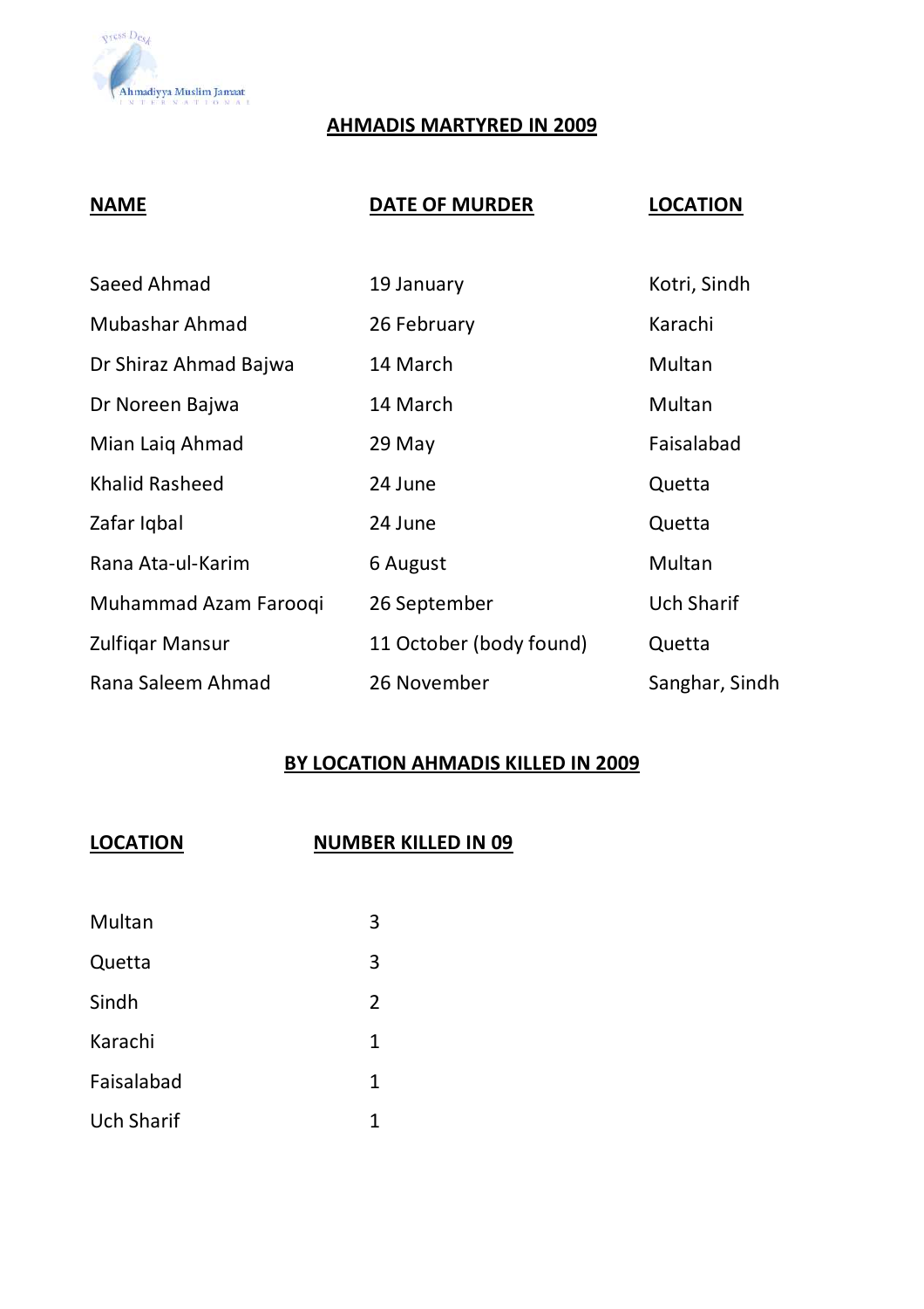## AHMADIS MARTYRED IN 2009

| NAME | DATE OF MURDER | LOCATION |
|---|---|---|
| Saeed Ahmad | 19 January | Kotri, Sindh |
| Mubashar Ahmad | 26 February | Karachi |
| Dr Shiraz Ahmad Bajwa | 14 March | Multan |
| Dr Noreen Bajwa | 14 March | Multan |
| Mian Laiq Ahmad | 29 May | Faisalabad |
| Khalid Rasheed | 24 June | Quetta |
| Zafar Iqbal | 24 June | Quetta |
| Rana Ata-ul-Karim | 6 August | Multan |
| Muhammad Azam Farooqi | 26 September | Uch Sharif |
| Zulfiqar Mansur | 11 October (body found) | Quetta |
| Rana Saleem Ahmad | 26 November | Sanghar, Sindh |

## BY LOCATION AHMADIS KILLED IN 2009

| LOCATION | NUMBER KILLED IN 09 |
|---|---|
| Multan | 3 |
| Quetta | 3 |
| Sindh | 2 |
| Karachi | 1 |
| Faisalabad | 1 |
| Uch Sharif | 1 |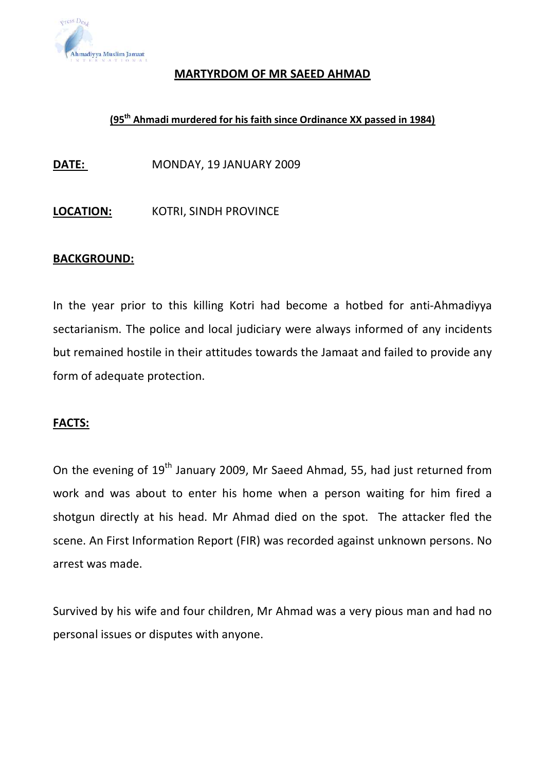# MARTYRDOM OF MR SAEED AHMAD

**(95th Ahmadi murdered for his faith since Ordinance XX passed in 1984)**

**DATE:** MONDAY, 19 JANUARY 2009

**LOCATION:** KOTRI, SINDH PROVINCE

**BACKGROUND:**

In the year prior to this killing Kotri had become a hotbed for anti-Ahmadiyya sectarianism. The police and local judiciary were always informed of any incidents but remained hostile in their attitudes towards the Jamaat and failed to provide any form of adequate protection.

**FACTS:**

On the evening of 19th January 2009, Mr Saeed Ahmad, 55, had just returned from work and was about to enter his home when a person waiting for him fired a shotgun directly at his head. Mr Ahmad died on the spot. The attacker fled the scene. An First Information Report (FIR) was recorded against unknown persons. No arrest was made.

Survived by his wife and four children, Mr Ahmad was a very pious man and had no personal issues or disputes with anyone.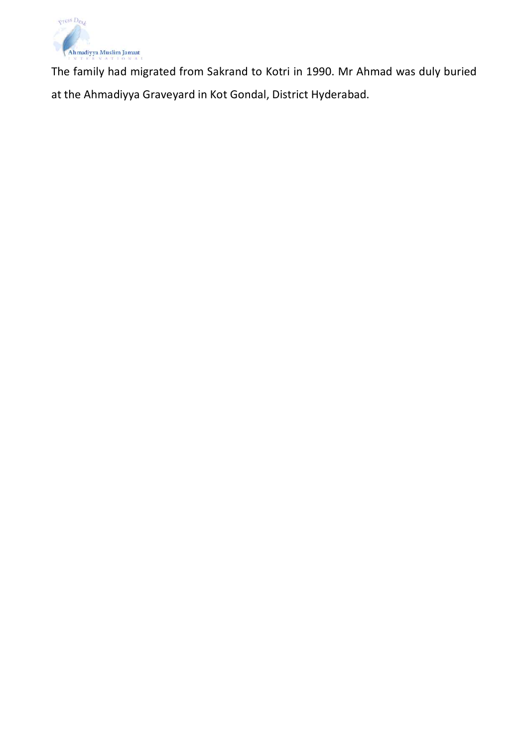The family had migrated from Sakrand to Kotri in 1990. Mr Ahmad was duly buried at the Ahmadiyya Graveyard in Kot Gondal, District Hyderabad.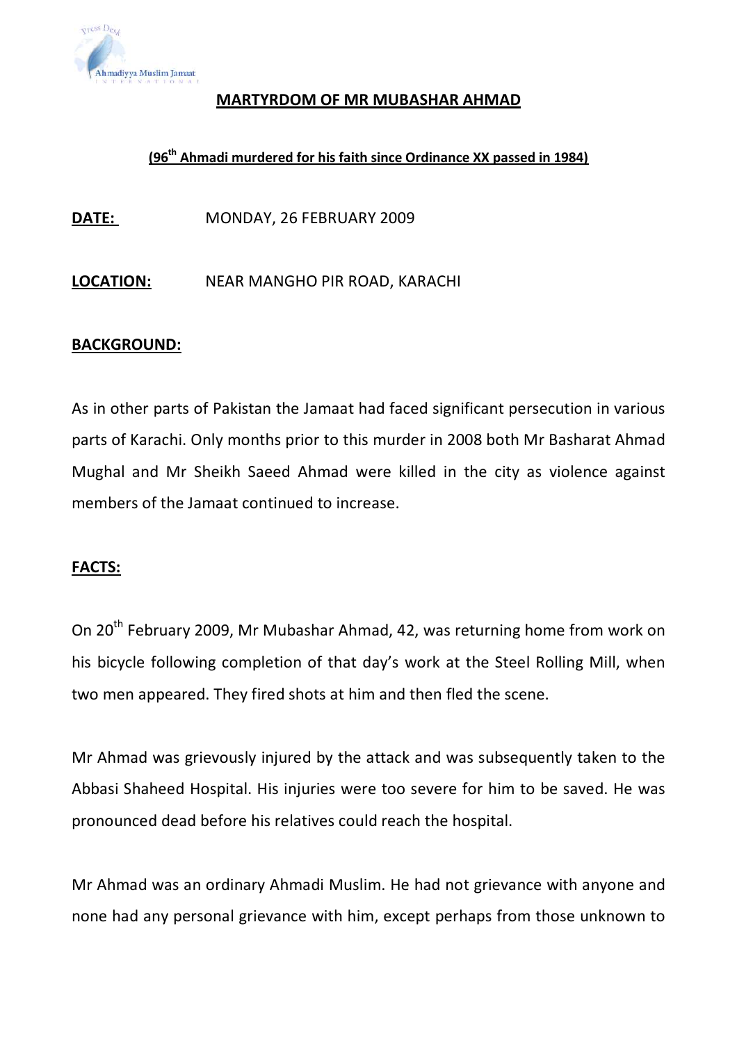## MARTYRDOM OF MR MUBASHAR AHMAD

**(96th Ahmadi murdered for his faith since Ordinance XX passed in 1984)**

**DATE:** MONDAY, 26 FEBRUARY 2009

**LOCATION:** NEAR MANGHO PIR ROAD, KARACHI

**BACKGROUND:**

As in other parts of Pakistan the Jamaat had faced significant persecution in various parts of Karachi. Only months prior to this murder in 2008 both Mr Basharat Ahmad Mughal and Mr Sheikh Saeed Ahmad were killed in the city as violence against members of the Jamaat continued to increase.

**FACTS:**

On 20th February 2009, Mr Mubashar Ahmad, 42, was returning home from work on his bicycle following completion of that day's work at the Steel Rolling Mill, when two men appeared. They fired shots at him and then fled the scene.

Mr Ahmad was grievously injured by the attack and was subsequently taken to the Abbasi Shaheed Hospital. His injuries were too severe for him to be saved. He was pronounced dead before his relatives could reach the hospital.

Mr Ahmad was an ordinary Ahmadi Muslim. He had not grievance with anyone and none had any personal grievance with him, except perhaps from those unknown to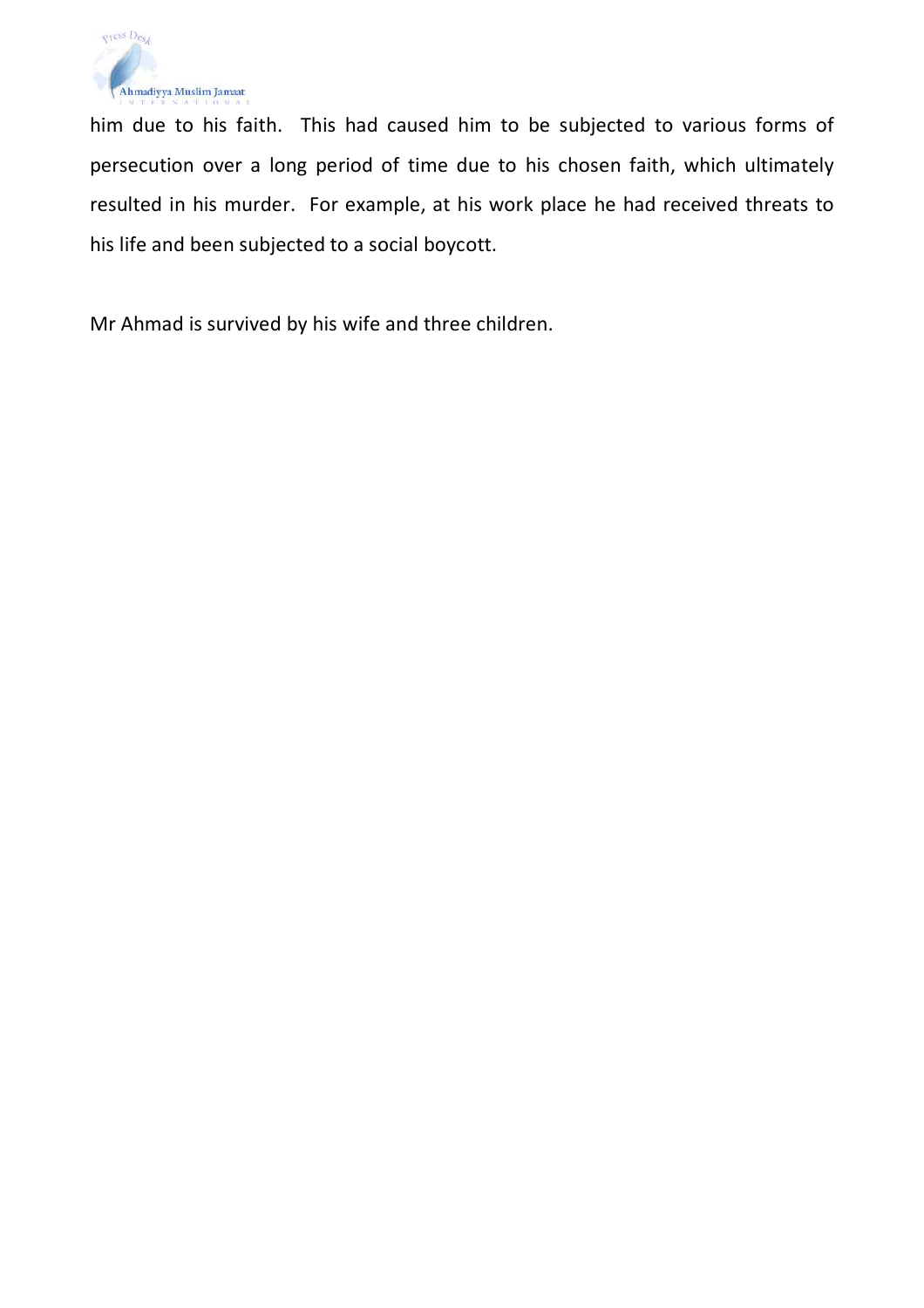him due to his faith. This had caused him to be subjected to various forms of persecution over a long period of time due to his chosen faith, which ultimately resulted in his murder. For example, at his work place he had received threats to his life and been subjected to a social boycott.

Mr Ahmad is survived by his wife and three children.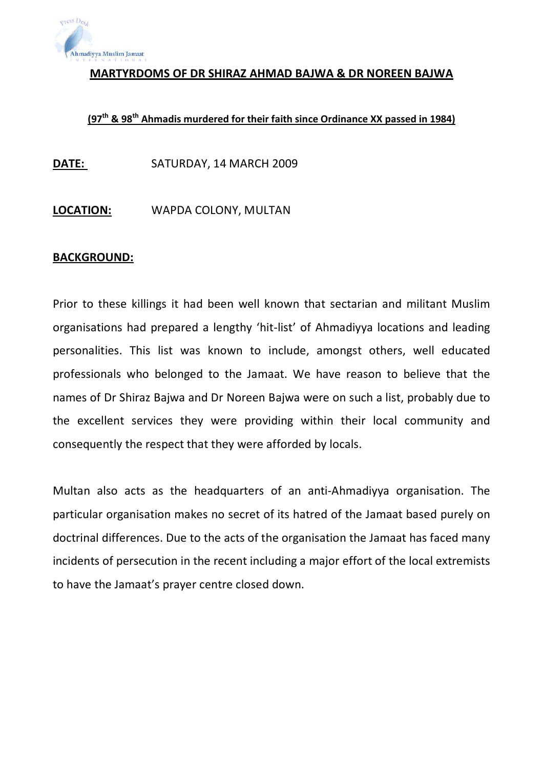## MARTYRDOMS OF DR SHIRAZ AHMAD BAJWA & DR NOREEN BAJWA

**(97th & 98th Ahmadis murdered for their faith since Ordinance XX passed in 1984)**

**DATE:** SATURDAY, 14 MARCH 2009

**LOCATION:** WAPDA COLONY, MULTAN

**BACKGROUND:**

Prior to these killings it had been well known that sectarian and militant Muslim organisations had prepared a lengthy 'hit-list' of Ahmadiyya locations and leading personalities. This list was known to include, amongst others, well educated professionals who belonged to the Jamaat. We have reason to believe that the names of Dr Shiraz Bajwa and Dr Noreen Bajwa were on such a list, probably due to the excellent services they were providing within their local community and consequently the respect that they were afforded by locals.

Multan also acts as the headquarters of an anti-Ahmadiyya organisation. The particular organisation makes no secret of its hatred of the Jamaat based purely on doctrinal differences. Due to the acts of the organisation the Jamaat has faced many incidents of persecution in the recent including a major effort of the local extremists to have the Jamaat's prayer centre closed down.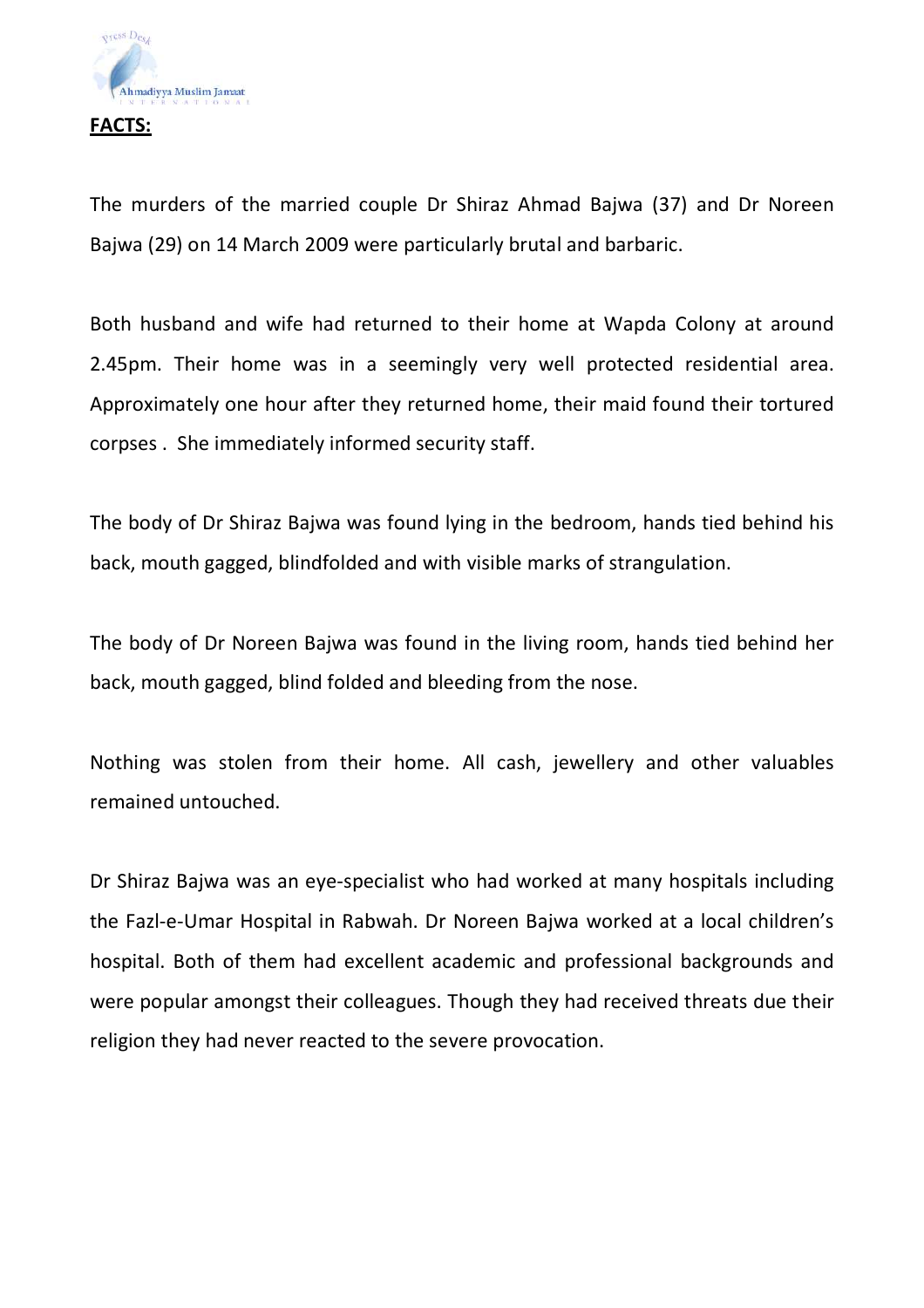**FACTS:**

The murders of the married couple Dr Shiraz Ahmad Bajwa (37) and Dr Noreen Bajwa (29) on 14 March 2009 were particularly brutal and barbaric.

Both husband and wife had returned to their home at Wapda Colony at around 2.45pm. Their home was in a seemingly very well protected residential area. Approximately one hour after they returned home, their maid found their tortured corpses . She immediately informed security staff.

The body of Dr Shiraz Bajwa was found lying in the bedroom, hands tied behind his back, mouth gagged, blindfolded and with visible marks of strangulation.

The body of Dr Noreen Bajwa was found in the living room, hands tied behind her back, mouth gagged, blind folded and bleeding from the nose.

Nothing was stolen from their home. All cash, jewellery and other valuables remained untouched.

Dr Shiraz Bajwa was an eye-specialist who had worked at many hospitals including the Fazl-e-Umar Hospital in Rabwah. Dr Noreen Bajwa worked at a local children's hospital. Both of them had excellent academic and professional backgrounds and were popular amongst their colleagues. Though they had received threats due their religion they had never reacted to the severe provocation.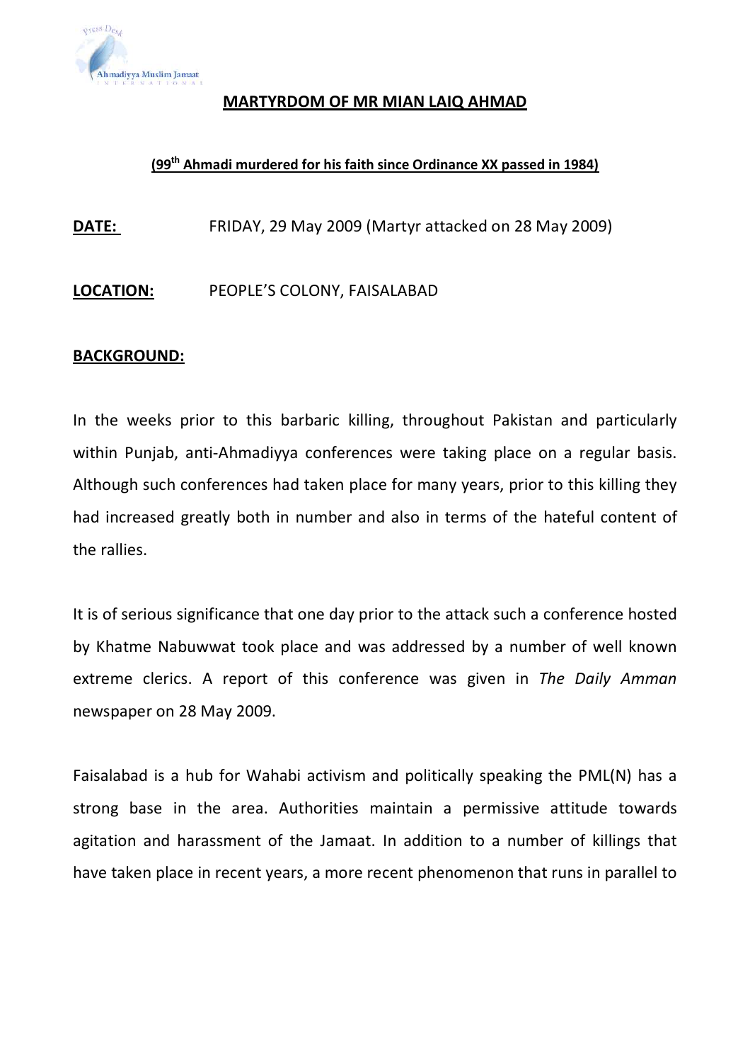## MARTYRDOM OF MR MIAN LAIQ AHMAD

**(99th Ahmadi murdered for his faith since Ordinance XX passed in 1984)**

**DATE:** FRIDAY, 29 May 2009 (Martyr attacked on 28 May 2009)

**LOCATION:** PEOPLE'S COLONY, FAISALABAD

**BACKGROUND:**

In the weeks prior to this barbaric killing, throughout Pakistan and particularly within Punjab, anti-Ahmadiyya conferences were taking place on a regular basis. Although such conferences had taken place for many years, prior to this killing they had increased greatly both in number and also in terms of the hateful content of the rallies.

It is of serious significance that one day prior to the attack such a conference hosted by Khatme Nabuwwat took place and was addressed by a number of well known extreme clerics. A report of this conference was given in *The Daily Amman* newspaper on 28 May 2009.

Faisalabad is a hub for Wahabi activism and politically speaking the PML(N) has a strong base in the area. Authorities maintain a permissive attitude towards agitation and harassment of the Jamaat. In addition to a number of killings that have taken place in recent years, a more recent phenomenon that runs in parallel to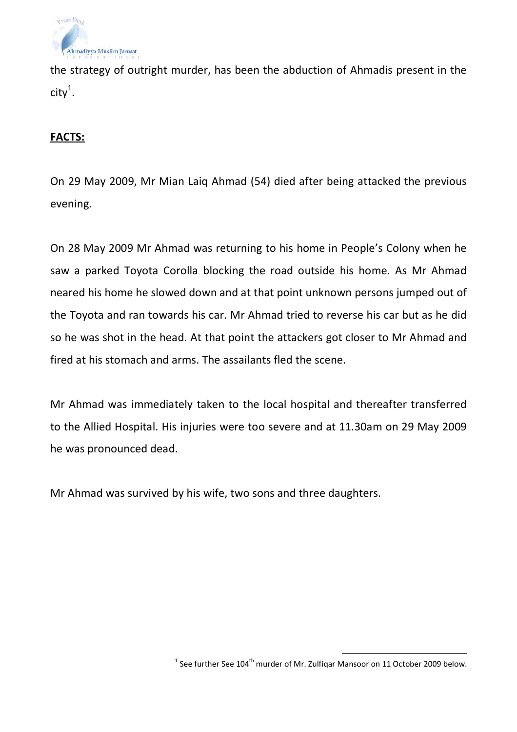the strategy of outright murder, has been the abduction of Ahmadis present in the city[1].

**FACTS:**

On 29 May 2009, Mr Mian Laiq Ahmad (54) died after being attacked the previous evening.

On 28 May 2009 Mr Ahmad was returning to his home in People's Colony when he saw a parked Toyota Corolla blocking the road outside his home. As Mr Ahmad neared his home he slowed down and at that point unknown persons jumped out of the Toyota and ran towards his car. Mr Ahmad tried to reverse his car but as he did so he was shot in the head. At that point the attackers got closer to Mr Ahmad and fired at his stomach and arms. The assailants fled the scene.

Mr Ahmad was immediately taken to the local hospital and thereafter transferred to the Allied Hospital. His injuries were too severe and at 11.30am on 29 May 2009 he was pronounced dead.

Mr Ahmad was survived by his wife, two sons and three daughters.

---

[1] See further See 104th murder of Mr. Zulfiqar Mansoor on 11 October 2009 below.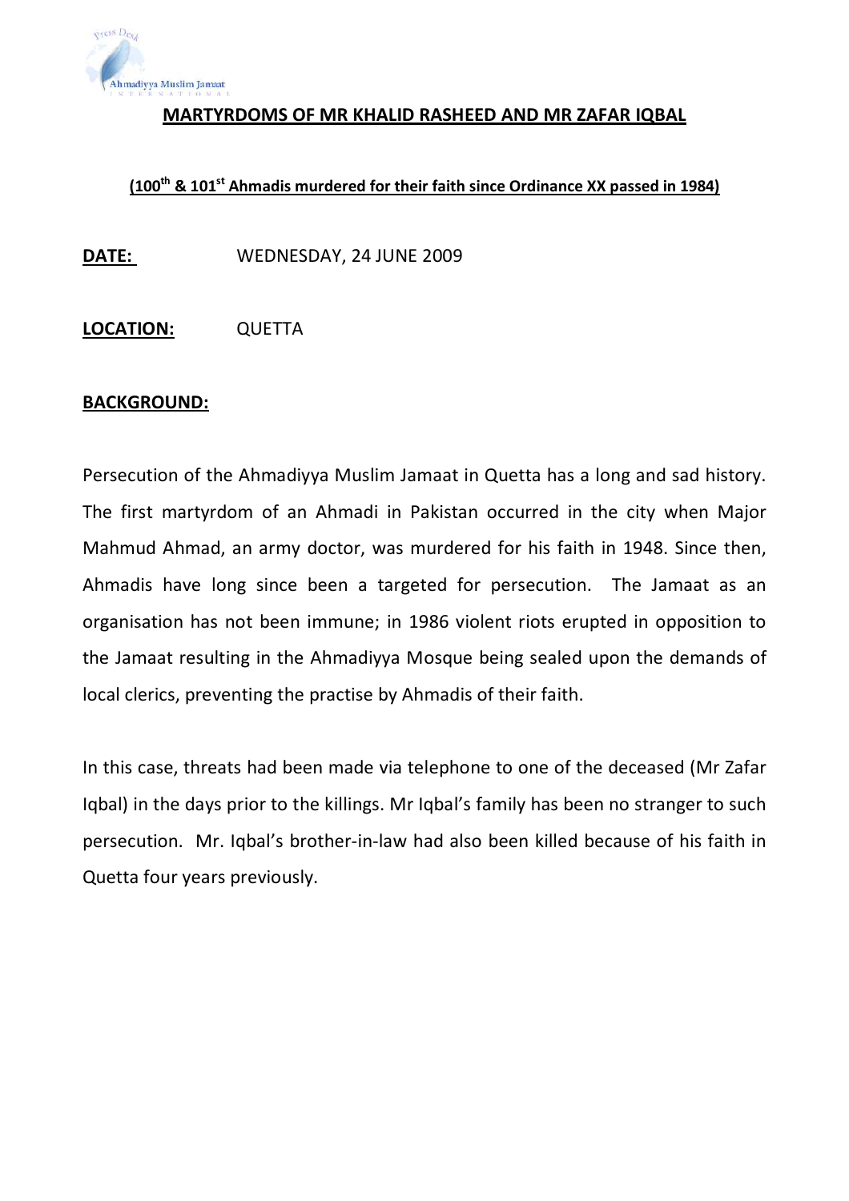## MARTYRDOMS OF MR KHALID RASHEED AND MR ZAFAR IQBAL

**(100th & 101st Ahmadis murdered for their faith since Ordinance XX passed in 1984)**

**DATE:** WEDNESDAY, 24 JUNE 2009

**LOCATION:** QUETTA

**BACKGROUND:**

Persecution of the Ahmadiyya Muslim Jamaat in Quetta has a long and sad history. The first martyrdom of an Ahmadi in Pakistan occurred in the city when Major Mahmud Ahmad, an army doctor, was murdered for his faith in 1948. Since then, Ahmadis have long since been a targeted for persecution. The Jamaat as an organisation has not been immune; in 1986 violent riots erupted in opposition to the Jamaat resulting in the Ahmadiyya Mosque being sealed upon the demands of local clerics, preventing the practise by Ahmadis of their faith.

In this case, threats had been made via telephone to one of the deceased (Mr Zafar Iqbal) in the days prior to the killings. Mr Iqbal's family has been no stranger to such persecution. Mr. Iqbal's brother-in-law had also been killed because of his faith in Quetta four years previously.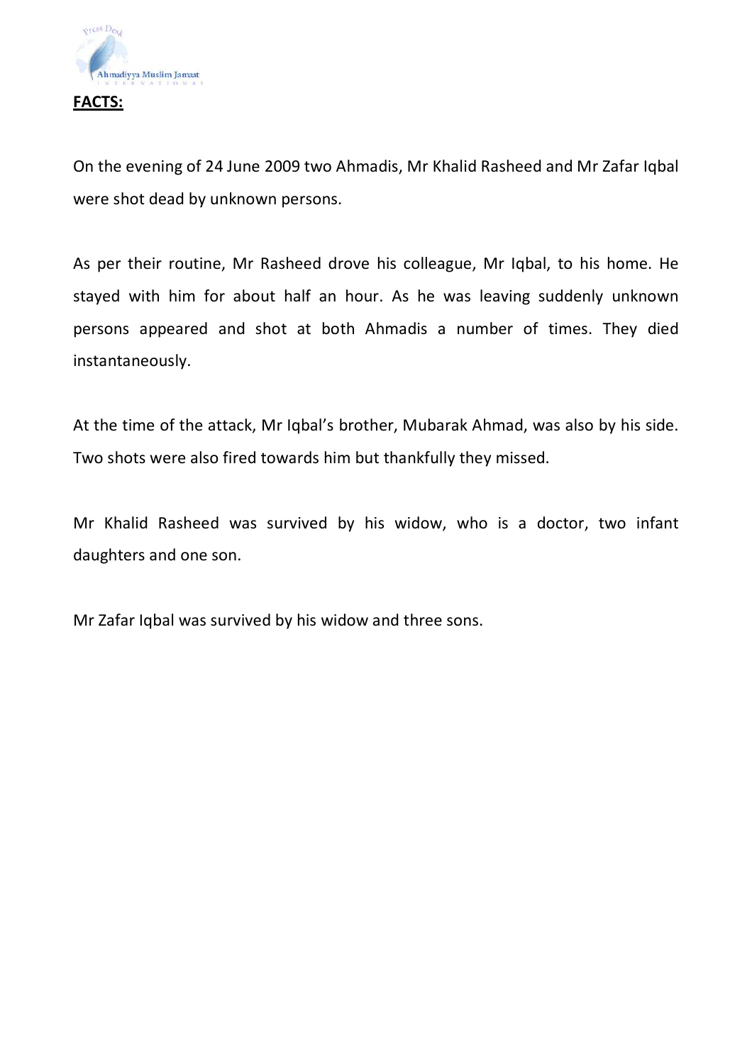**FACTS:**

On the evening of 24 June 2009 two Ahmadis, Mr Khalid Rasheed and Mr Zafar Iqbal were shot dead by unknown persons.

As per their routine, Mr Rasheed drove his colleague, Mr Iqbal, to his home. He stayed with him for about half an hour. As he was leaving suddenly unknown persons appeared and shot at both Ahmadis a number of times. They died instantaneously.

At the time of the attack, Mr Iqbal's brother, Mubarak Ahmad, was also by his side. Two shots were also fired towards him but thankfully they missed.

Mr Khalid Rasheed was survived by his widow, who is a doctor, two infant daughters and one son.

Mr Zafar Iqbal was survived by his widow and three sons.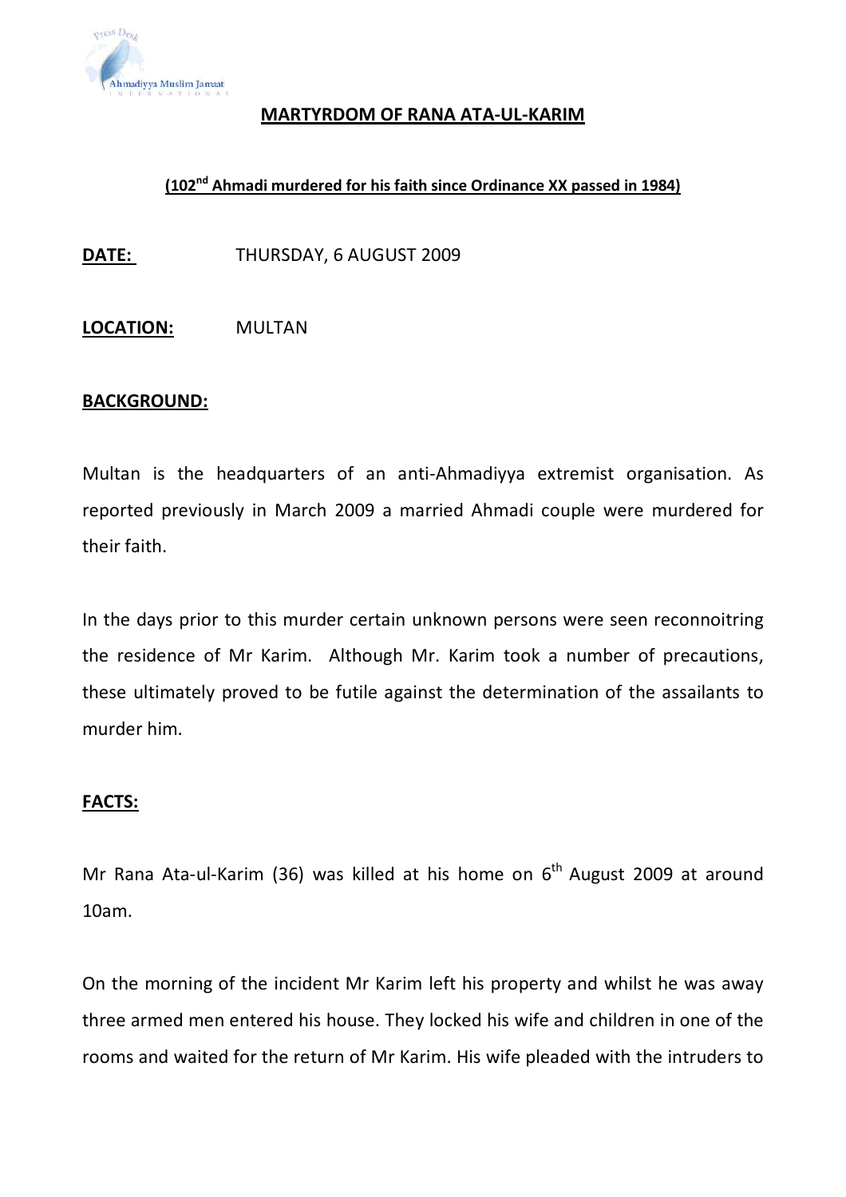# MARTYRDOM OF RANA ATA-UL-KARIM

**(102nd Ahmadi murdered for his faith since Ordinance XX passed in 1984)**

**DATE:** THURSDAY, 6 AUGUST 2009

**LOCATION:** MULTAN

**BACKGROUND:**

Multan is the headquarters of an anti-Ahmadiyya extremist organisation. As reported previously in March 2009 a married Ahmadi couple were murdered for their faith.

In the days prior to this murder certain unknown persons were seen reconnoitring the residence of Mr Karim. Although Mr. Karim took a number of precautions, these ultimately proved to be futile against the determination of the assailants to murder him.

**FACTS:**

Mr Rana Ata-ul-Karim (36) was killed at his home on 6th August 2009 at around 10am.

On the morning of the incident Mr Karim left his property and whilst he was away three armed men entered his house. They locked his wife and children in one of the rooms and waited for the return of Mr Karim. His wife pleaded with the intruders to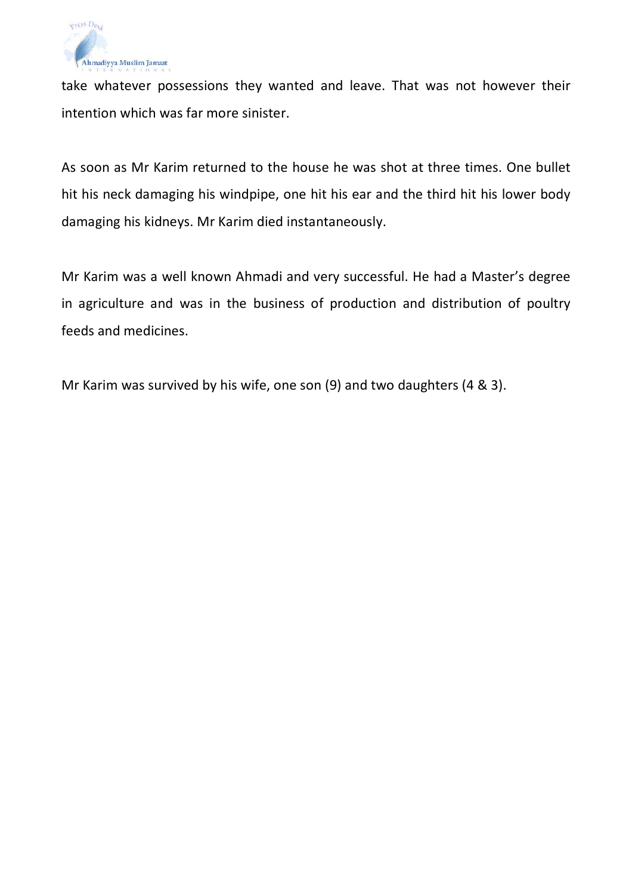take whatever possessions they wanted and leave. That was not however their intention which was far more sinister.

As soon as Mr Karim returned to the house he was shot at three times. One bullet hit his neck damaging his windpipe, one hit his ear and the third hit his lower body damaging his kidneys. Mr Karim died instantaneously.

Mr Karim was a well known Ahmadi and very successful. He had a Master's degree in agriculture and was in the business of production and distribution of poultry feeds and medicines.

Mr Karim was survived by his wife, one son (9) and two daughters (4 & 3).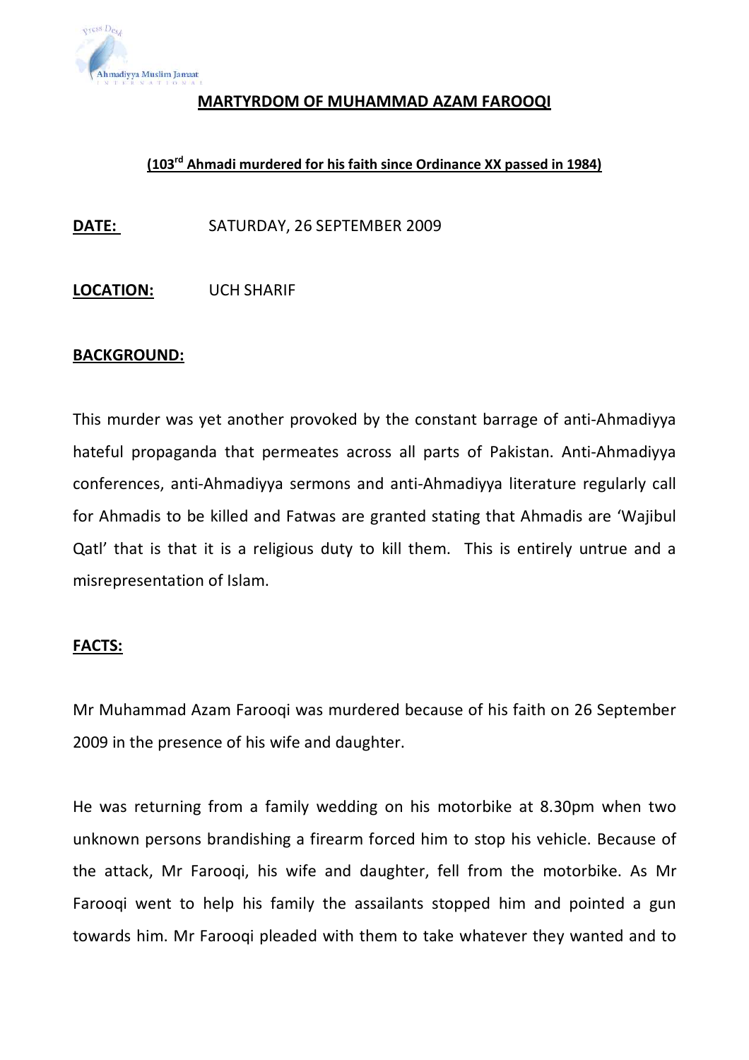# MARTYRDOM OF MUHAMMAD AZAM FAROOQI

**(103rd Ahmadi murdered for his faith since Ordinance XX passed in 1984)**

**DATE:** SATURDAY, 26 SEPTEMBER 2009

**LOCATION:** UCH SHARIF

**BACKGROUND:**

This murder was yet another provoked by the constant barrage of anti-Ahmadiyya hateful propaganda that permeates across all parts of Pakistan. Anti-Ahmadiyya conferences, anti-Ahmadiyya sermons and anti-Ahmadiyya literature regularly call for Ahmadis to be killed and Fatwas are granted stating that Ahmadis are 'Wajibul Qatl' that is that it is a religious duty to kill them. This is entirely untrue and a misrepresentation of Islam.

**FACTS:**

Mr Muhammad Azam Farooqi was murdered because of his faith on 26 September 2009 in the presence of his wife and daughter.

He was returning from a family wedding on his motorbike at 8.30pm when two unknown persons brandishing a firearm forced him to stop his vehicle. Because of the attack, Mr Farooqi, his wife and daughter, fell from the motorbike. As Mr Farooqi went to help his family the assailants stopped him and pointed a gun towards him. Mr Farooqi pleaded with them to take whatever they wanted and to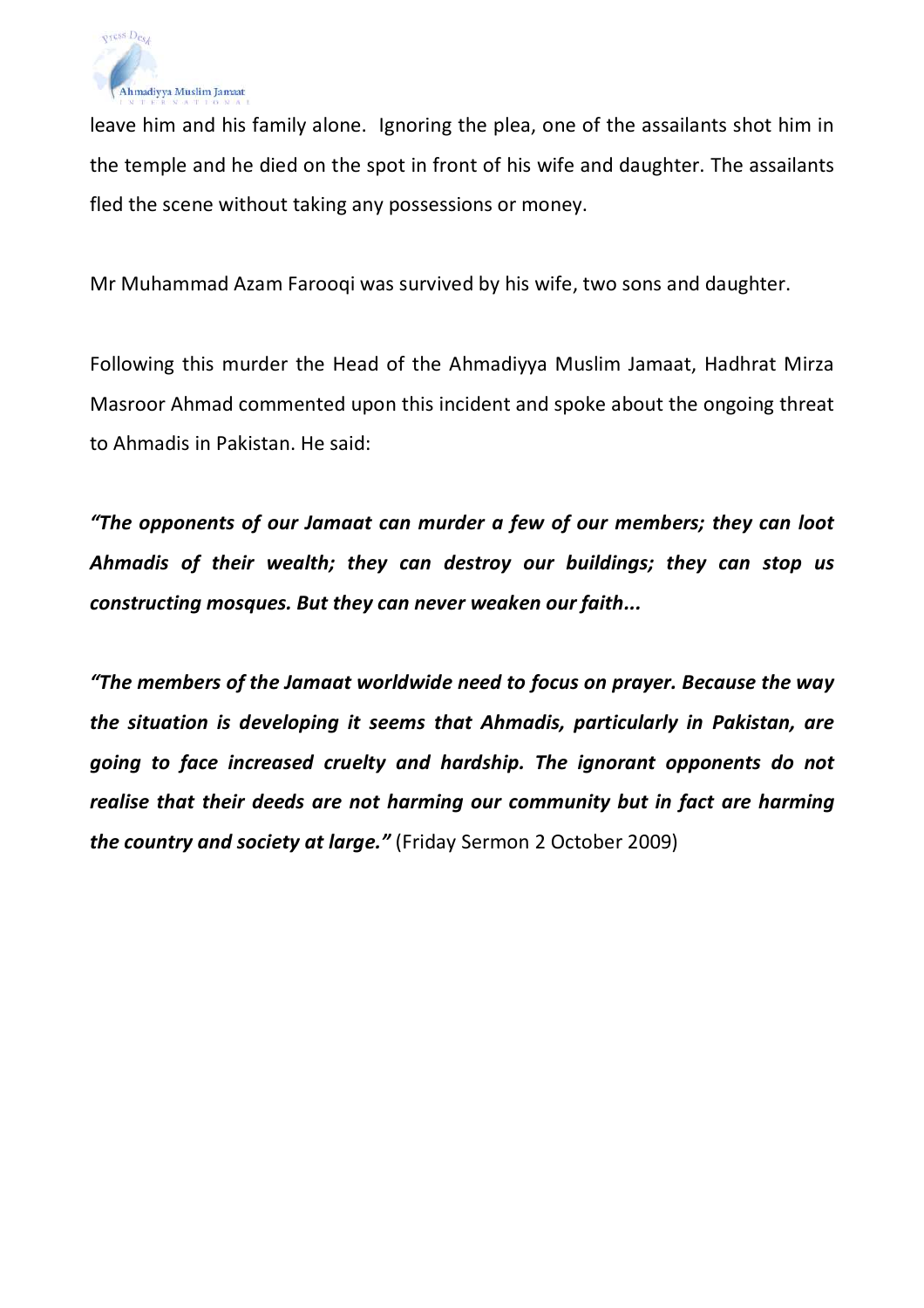leave him and his family alone. Ignoring the plea, one of the assailants shot him in the temple and he died on the spot in front of his wife and daughter. The assailants fled the scene without taking any possessions or money.

Mr Muhammad Azam Farooqi was survived by his wife, two sons and daughter.

Following this murder the Head of the Ahmadiyya Muslim Jamaat, Hadhrat Mirza Masroor Ahmad commented upon this incident and spoke about the ongoing threat to Ahmadis in Pakistan. He said:

***"The opponents of our Jamaat can murder a few of our members; they can loot Ahmadis of their wealth; they can destroy our buildings; they can stop us constructing mosques. But they can never weaken our faith...***

***"The members of the Jamaat worldwide need to focus on prayer. Because the way the situation is developing it seems that Ahmadis, particularly in Pakistan, are going to face increased cruelty and hardship. The ignorant opponents do not realise that their deeds are not harming our community but in fact are harming the country and society at large."*** (Friday Sermon 2 October 2009)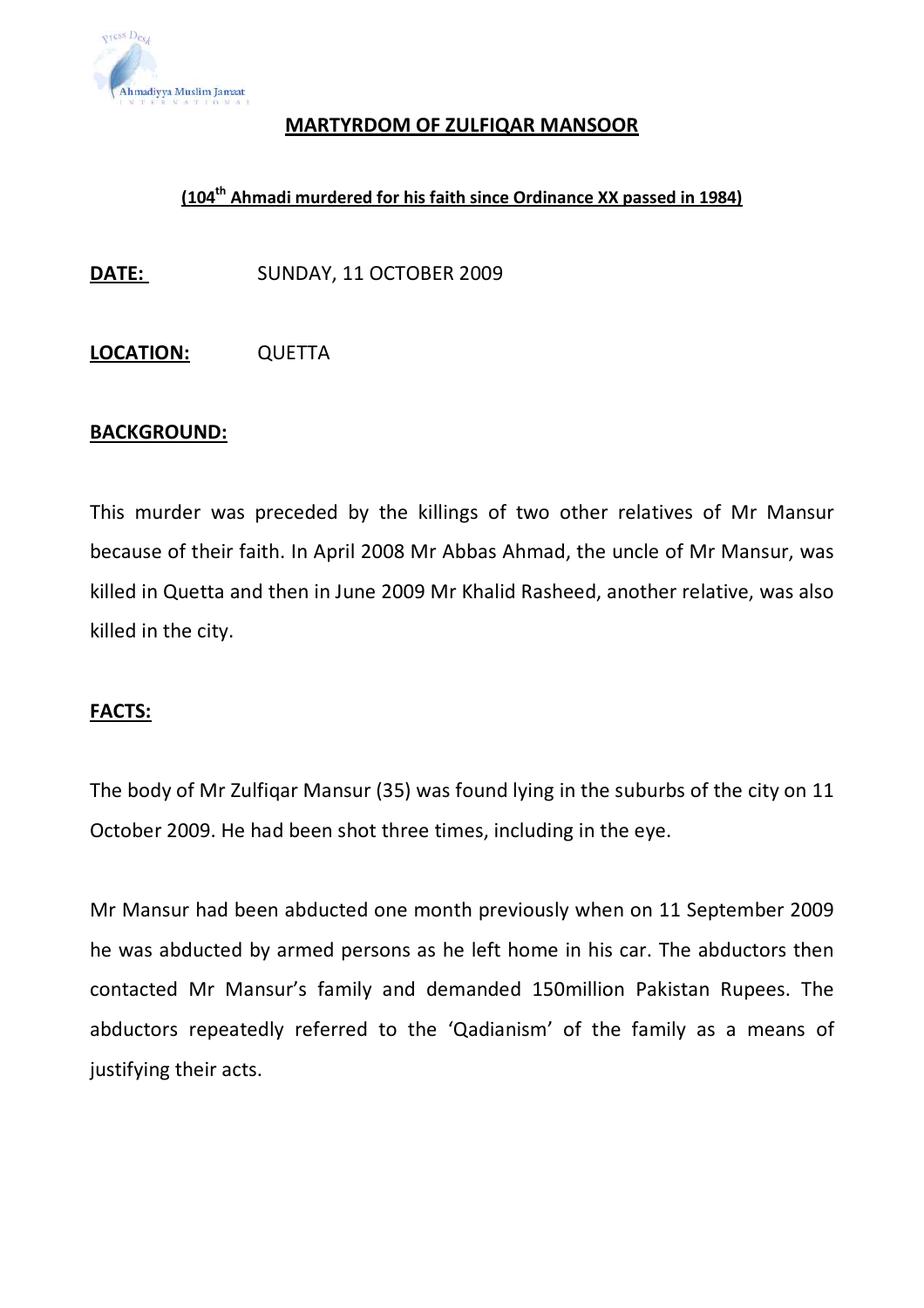## MARTYRDOM OF ZULFIQAR MANSOOR

**(104th Ahmadi murdered for his faith since Ordinance XX passed in 1984)**

**DATE:** SUNDAY, 11 OCTOBER 2009

**LOCATION:** QUETTA

**BACKGROUND:**

This murder was preceded by the killings of two other relatives of Mr Mansur because of their faith. In April 2008 Mr Abbas Ahmad, the uncle of Mr Mansur, was killed in Quetta and then in June 2009 Mr Khalid Rasheed, another relative, was also killed in the city.

**FACTS:**

The body of Mr Zulfiqar Mansur (35) was found lying in the suburbs of the city on 11 October 2009. He had been shot three times, including in the eye.

Mr Mansur had been abducted one month previously when on 11 September 2009 he was abducted by armed persons as he left home in his car. The abductors then contacted Mr Mansur's family and demanded 150million Pakistan Rupees. The abductors repeatedly referred to the 'Qadianism' of the family as a means of justifying their acts.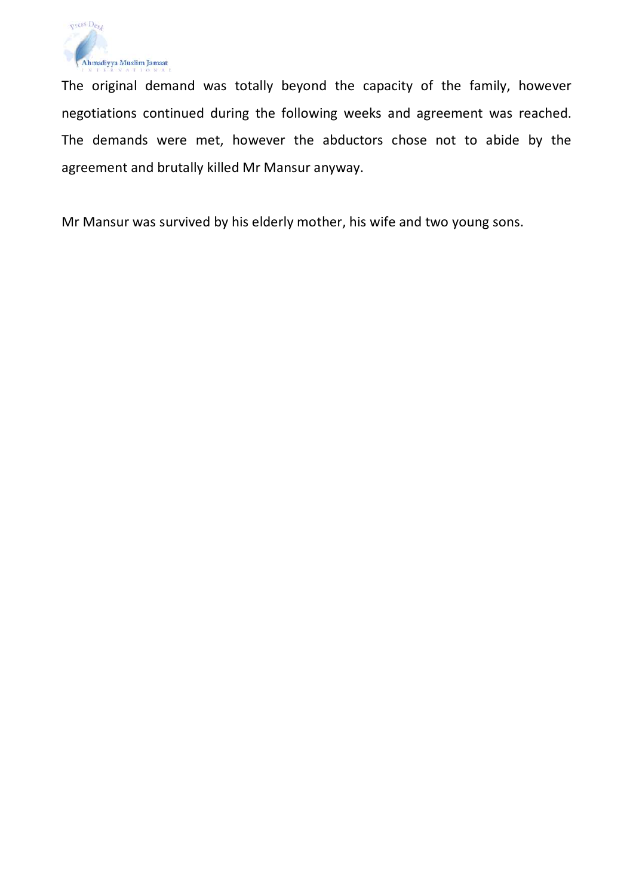The original demand was totally beyond the capacity of the family, however negotiations continued during the following weeks and agreement was reached. The demands were met, however the abductors chose not to abide by the agreement and brutally killed Mr Mansur anyway.

Mr Mansur was survived by his elderly mother, his wife and two young sons.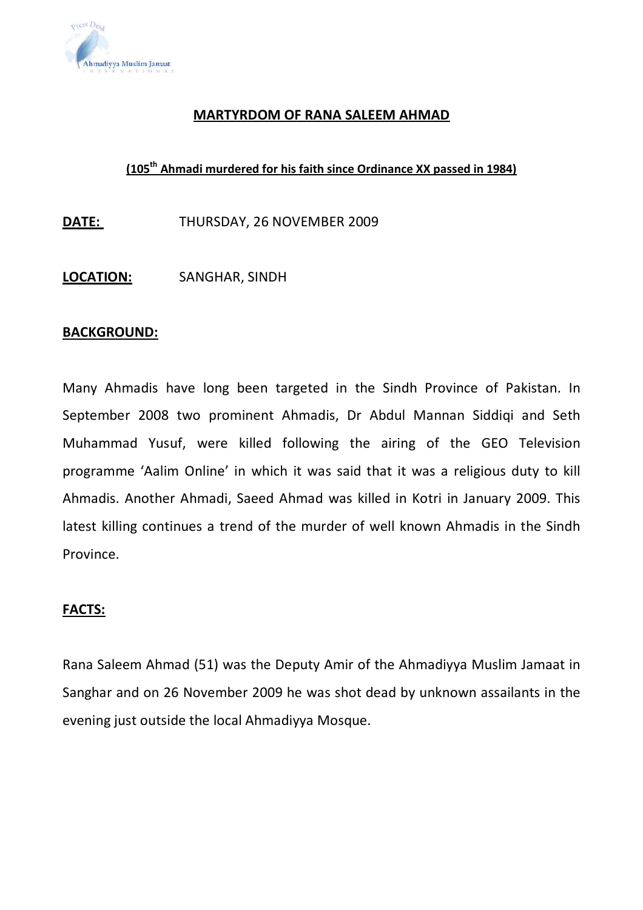# MARTYRDOM OF RANA SALEEM AHMAD

**(105th Ahmadi murdered for his faith since Ordinance XX passed in 1984)**

**DATE:** THURSDAY, 26 NOVEMBER 2009

**LOCATION:** SANGHAR, SINDH

**BACKGROUND:**

Many Ahmadis have long been targeted in the Sindh Province of Pakistan. In September 2008 two prominent Ahmadis, Dr Abdul Mannan Siddiqi and Seth Muhammad Yusuf, were killed following the airing of the GEO Television programme 'Aalim Online' in which it was said that it was a religious duty to kill Ahmadis. Another Ahmadi, Saeed Ahmad was killed in Kotri in January 2009. This latest killing continues a trend of the murder of well known Ahmadis in the Sindh Province.

**FACTS:**

Rana Saleem Ahmad (51) was the Deputy Amir of the Ahmadiyya Muslim Jamaat in Sanghar and on 26 November 2009 he was shot dead by unknown assailants in the evening just outside the local Ahmadiyya Mosque.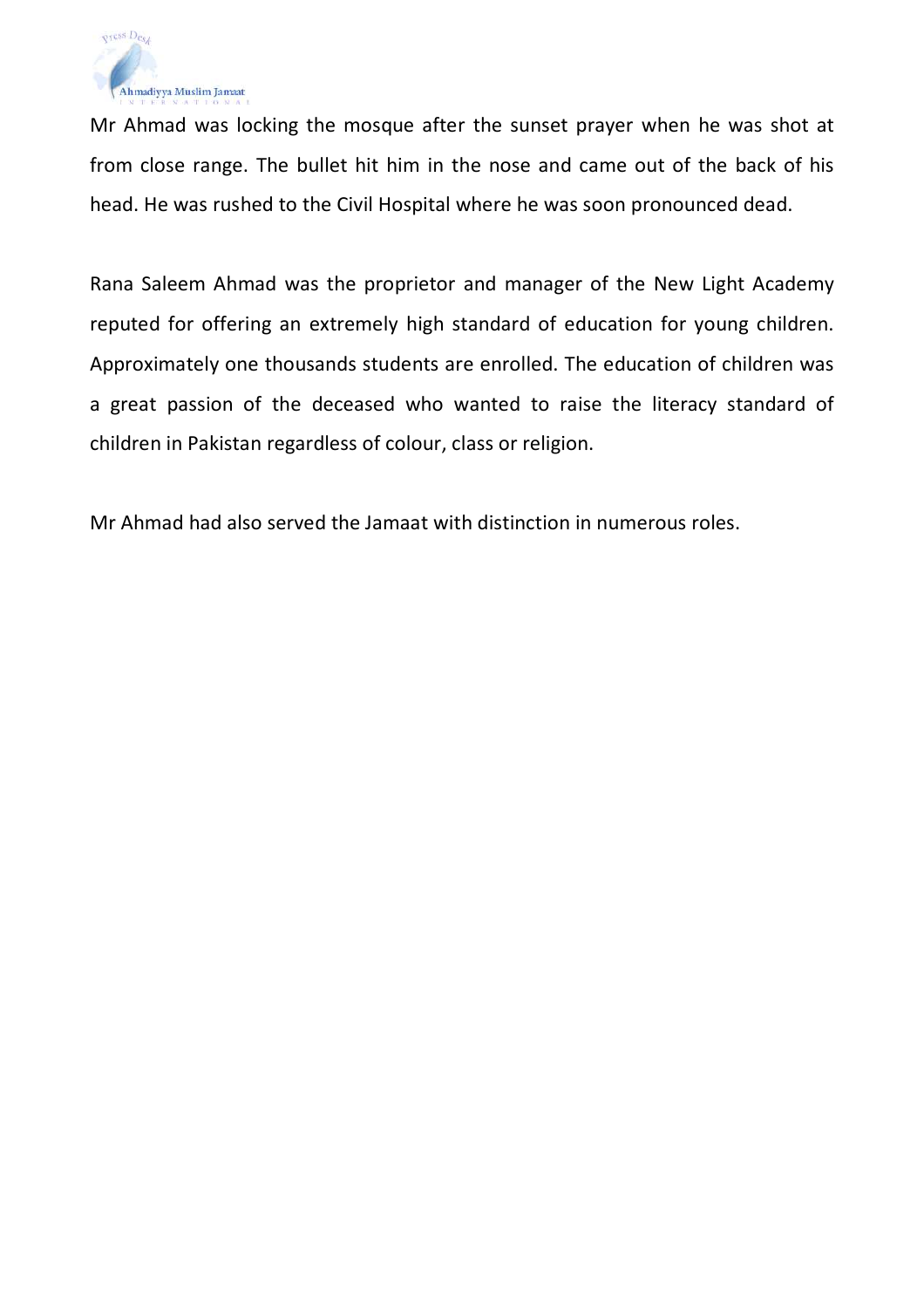Mr Ahmad was locking the mosque after the sunset prayer when he was shot at from close range. The bullet hit him in the nose and came out of the back of his head. He was rushed to the Civil Hospital where he was soon pronounced dead.

Rana Saleem Ahmad was the proprietor and manager of the New Light Academy reputed for offering an extremely high standard of education for young children. Approximately one thousands students are enrolled. The education of children was a great passion of the deceased who wanted to raise the literacy standard of children in Pakistan regardless of colour, class or religion.

Mr Ahmad had also served the Jamaat with distinction in numerous roles.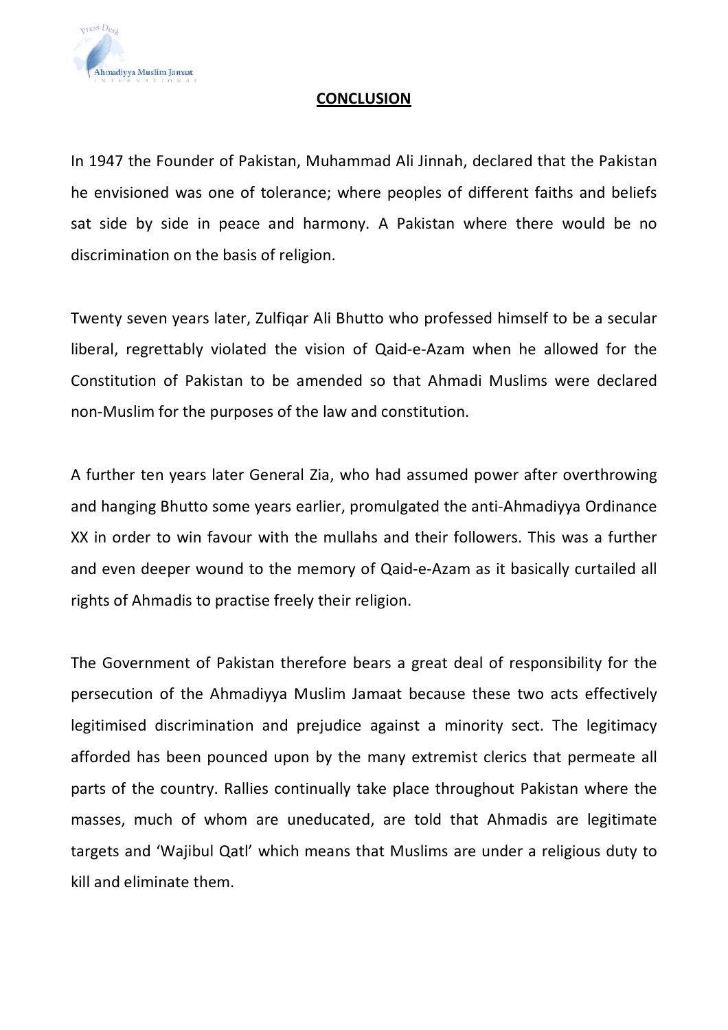## CONCLUSION

In 1947 the Founder of Pakistan, Muhammad Ali Jinnah, declared that the Pakistan he envisioned was one of tolerance; where peoples of different faiths and beliefs sat side by side in peace and harmony. A Pakistan where there would be no discrimination on the basis of religion.

Twenty seven years later, Zulfiqar Ali Bhutto who professed himself to be a secular liberal, regrettably violated the vision of Qaid-e-Azam when he allowed for the Constitution of Pakistan to be amended so that Ahmadi Muslims were declared non-Muslim for the purposes of the law and constitution.

A further ten years later General Zia, who had assumed power after overthrowing and hanging Bhutto some years earlier, promulgated the anti-Ahmadiyya Ordinance XX in order to win favour with the mullahs and their followers. This was a further and even deeper wound to the memory of Qaid-e-Azam as it basically curtailed all rights of Ahmadis to practise freely their religion.

The Government of Pakistan therefore bears a great deal of responsibility for the persecution of the Ahmadiyya Muslim Jamaat because these two acts effectively legitimised discrimination and prejudice against a minority sect. The legitimacy afforded has been pounced upon by the many extremist clerics that permeate all parts of the country. Rallies continually take place throughout Pakistan where the masses, much of whom are uneducated, are told that Ahmadis are legitimate targets and 'Wajibul Qatl' which means that Muslims are under a religious duty to kill and eliminate them.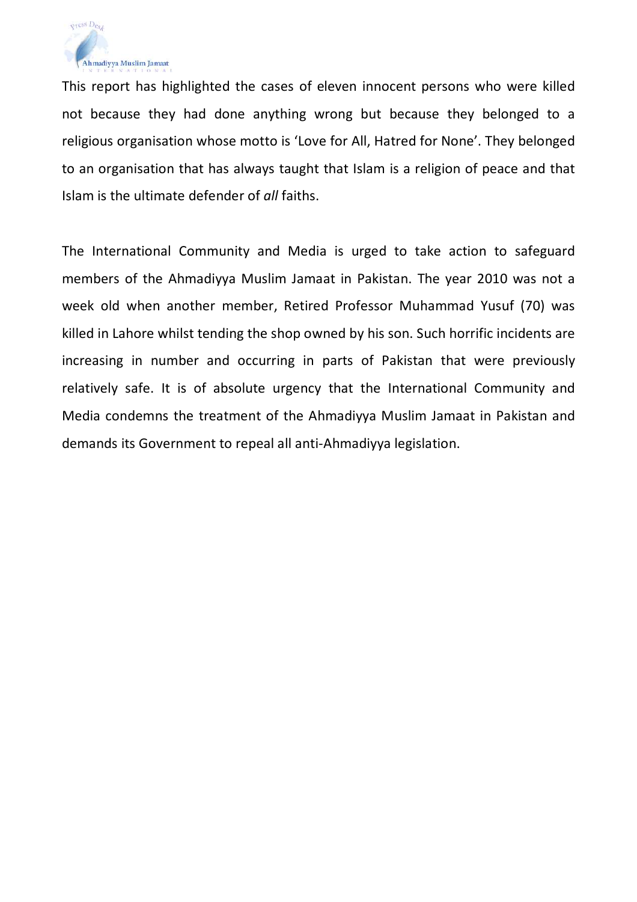This report has highlighted the cases of eleven innocent persons who were killed not because they had done anything wrong but because they belonged to a religious organisation whose motto is 'Love for All, Hatred for None'. They belonged to an organisation that has always taught that Islam is a religion of peace and that Islam is the ultimate defender of *all* faiths.

The International Community and Media is urged to take action to safeguard members of the Ahmadiyya Muslim Jamaat in Pakistan. The year 2010 was not a week old when another member, Retired Professor Muhammad Yusuf (70) was killed in Lahore whilst tending the shop owned by his son. Such horrific incidents are increasing in number and occurring in parts of Pakistan that were previously relatively safe. It is of absolute urgency that the International Community and Media condemns the treatment of the Ahmadiyya Muslim Jamaat in Pakistan and demands its Government to repeal all anti-Ahmadiyya legislation.